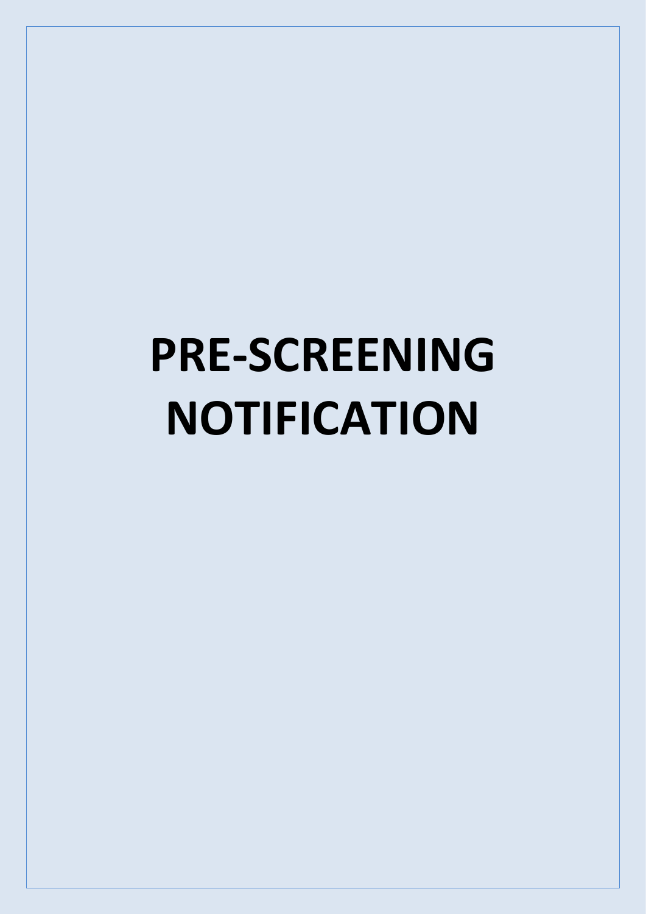# PRE-SCREENING NOTIFICATION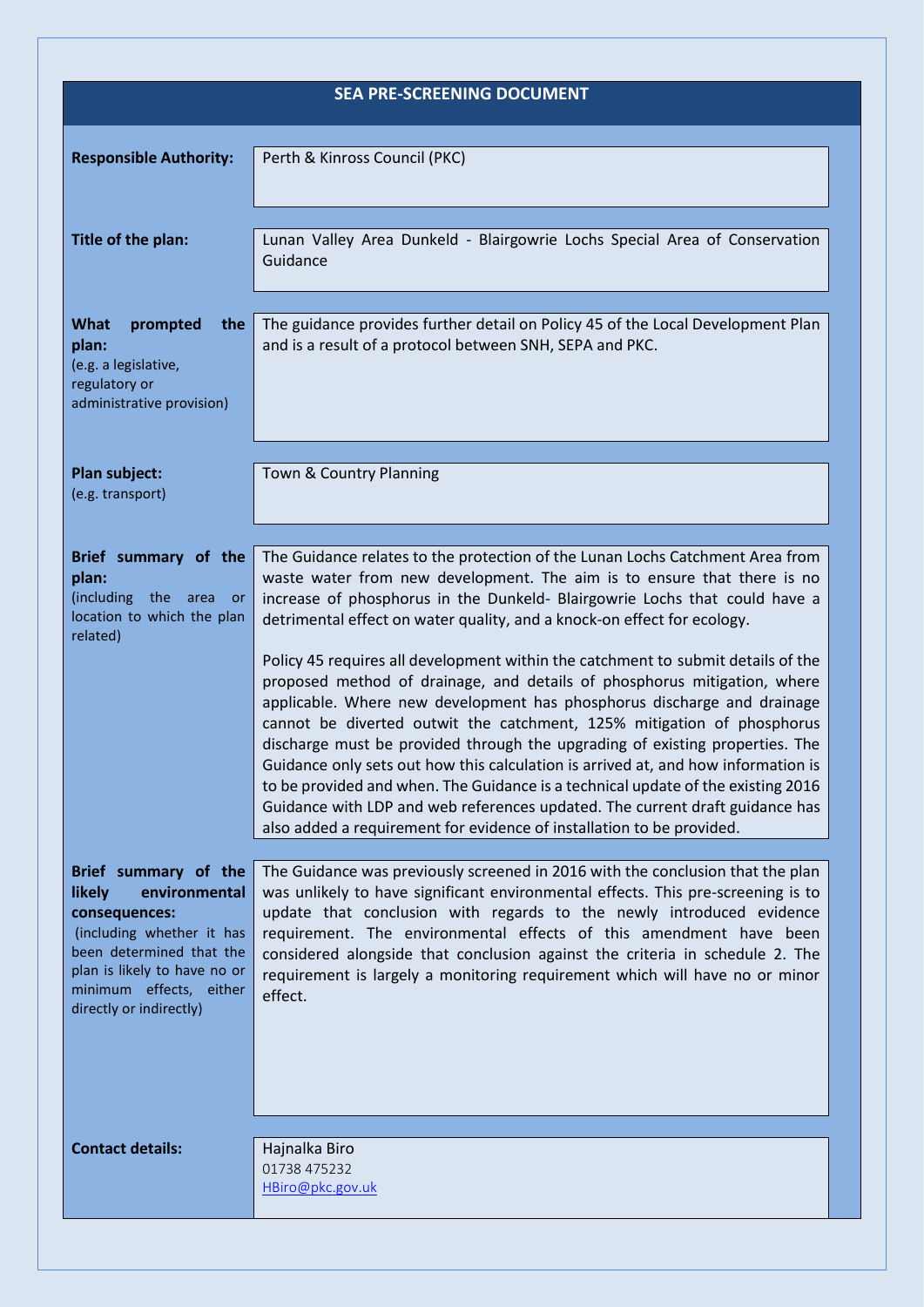# SEA PRE-SCREENING DOCUMENT

| | |
|---|---|
| **Responsible Authority:** | Perth & Kinross Council (PKC) |
| **Title of the plan:** | Lunan Valley Area Dunkeld - Blairgowrie Lochs Special Area of Conservation Guidance |
| **What prompted the plan:** (e.g. a legislative, regulatory or administrative provision) | The guidance provides further detail on Policy 45 of the Local Development Plan and is a result of a protocol between SNH, SEPA and PKC. |
| **Plan subject:** (e.g. transport) | Town & Country Planning |
| **Brief summary of the plan:** (including the area or location to which the plan related) | The Guidance relates to the protection of the Lunan Lochs Catchment Area from waste water from new development. The aim is to ensure that there is no increase of phosphorus in the Dunkeld- Blairgowrie Lochs that could have a detrimental effect on water quality, and a knock-on effect for ecology.<br><br>Policy 45 requires all development within the catchment to submit details of the proposed method of drainage, and details of phosphorus mitigation, where applicable. Where new development has phosphorus discharge and drainage cannot be diverted outwit the catchment, 125% mitigation of phosphorus discharge must be provided through the upgrading of existing properties. The Guidance only sets out how this calculation is arrived at, and how information is to be provided and when. The Guidance is a technical update of the existing 2016 Guidance with LDP and web references updated. The current draft guidance has also added a requirement for evidence of installation to be provided. |
| **Brief summary of the likely environmental consequences:** (including whether it has been determined that the plan is likely to have no or minimum effects, either directly or indirectly) | The Guidance was previously screened in 2016 with the conclusion that the plan was unlikely to have significant environmental effects. This pre-screening is to update that conclusion with regards to the newly introduced evidence requirement. The environmental effects of this amendment have been considered alongside that conclusion against the criteria in schedule 2. The requirement is largely a monitoring requirement which will have no or minor effect. |
| **Contact details:** | Hajnalka Biro<br>01738 475232<br>HBiro@pkc.gov.uk |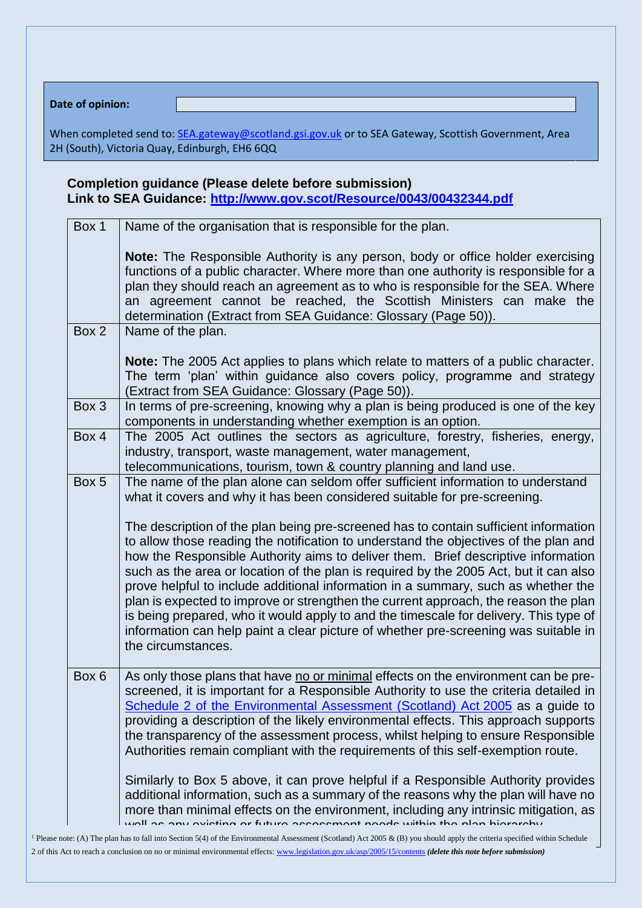| Date of opinion: | |
|---|---|

When completed send to: SEA.gateway@scotland.gsi.gov.uk or to SEA Gateway, Scottish Government, Area 2H (South), Victoria Quay, Edinburgh, EH6 6QQ

**Completion guidance (Please delete before submission)**
**Link to SEA Guidance: http://www.gov.scot/Resource/0043/00432344.pdf**

| | |
|---|---|
| Box 1 | Name of the organisation that is responsible for the plan.<br><br>**Note:** The Responsible Authority is any person, body or office holder exercising functions of a public character. Where more than one authority is responsible for a plan they should reach an agreement as to who is responsible for the SEA. Where an agreement cannot be reached, the Scottish Ministers can make the determination (Extract from SEA Guidance: Glossary (Page 50)). |
| Box 2 | Name of the plan.<br><br>**Note:** The 2005 Act applies to plans which relate to matters of a public character. The term 'plan' within guidance also covers policy, programme and strategy (Extract from SEA Guidance: Glossary (Page 50)). |
| Box 3 | In terms of pre-screening, knowing why a plan is being produced is one of the key components in understanding whether exemption is an option. |
| Box 4 | The 2005 Act outlines the sectors as agriculture, forestry, fisheries, energy, industry, transport, waste management, water management, telecommunications, tourism, town & country planning and land use. |
| Box 5 | The name of the plan alone can seldom offer sufficient information to understand what it covers and why it has been considered suitable for pre-screening.<br><br>The description of the plan being pre-screened has to contain sufficient information to allow those reading the notification to understand the objectives of the plan and how the Responsible Authority aims to deliver them. Brief descriptive information such as the area or location of the plan is required by the 2005 Act, but it can also prove helpful to include additional information in a summary, such as whether the plan is expected to improve or strengthen the current approach, the reason the plan is being prepared, who it would apply to and the timescale for delivery. This type of information can help paint a clear picture of whether pre-screening was suitable in the circumstances. |
| Box 6 | As only those plans that have no or minimal effects on the environment can be pre-screened, it is important for a Responsible Authority to use the criteria detailed in Schedule 2 of the Environmental Assessment (Scotland) Act 2005 as a guide to providing a description of the likely environmental effects. This approach supports the transparency of the assessment process, whilst helping to ensure Responsible Authorities remain compliant with the requirements of this self-exemption route.<br><br>Similarly to Box 5 above, it can prove helpful if a Responsible Authority provides additional information, such as a summary of the reasons why the plan will have no more than minimal effects on the environment, including any intrinsic mitigation, as well as any existing or future assessment needs within the plan hierarchy. |

[1] Please note: (A) The plan has to fall into Section 5(4) of the Environmental Assessment (Scotland) Act 2005 & (B) you should apply the criteria specified within Schedule 2 of this Act to reach a conclusion on no or minimal environmental effects: www.legislation.gov.uk/asp/2005/15/contents ***(delete this note before submission)***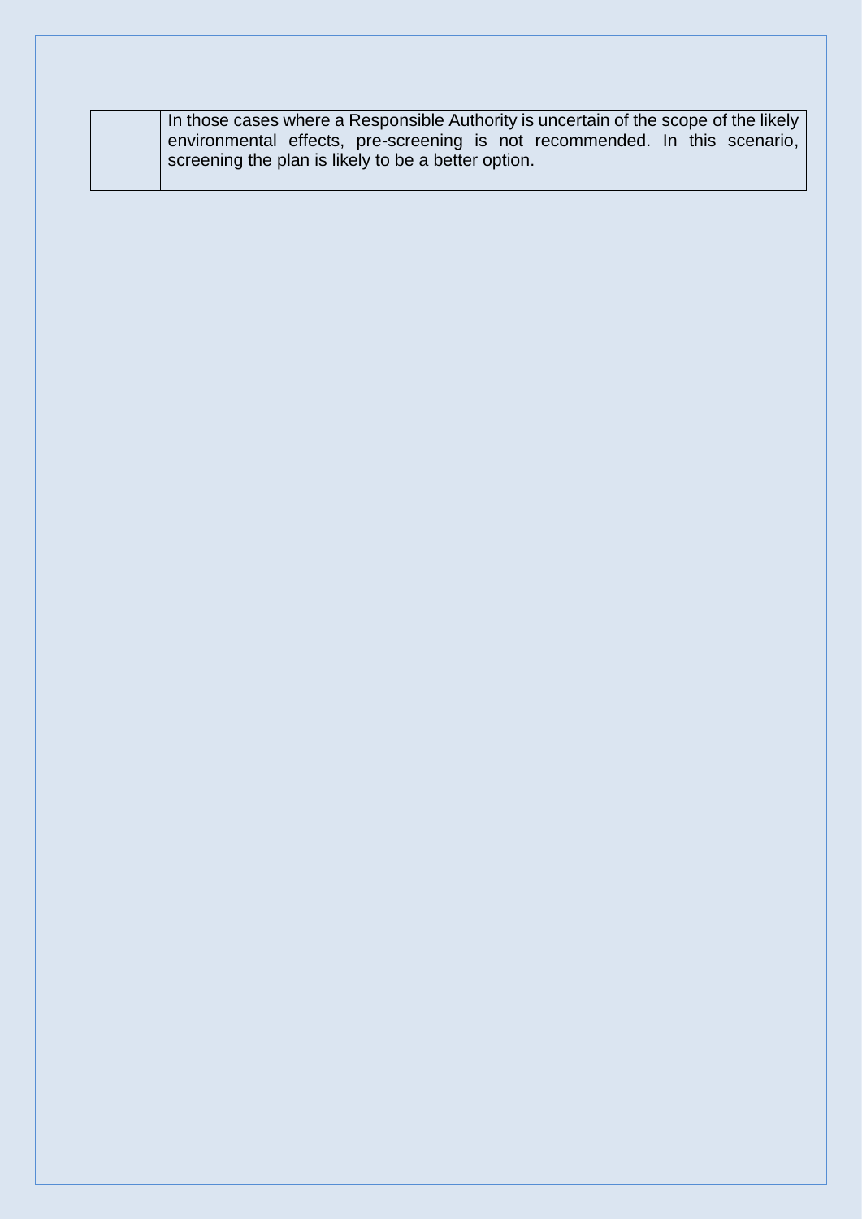| | |
|---|---|
| | In those cases where a Responsible Authority is uncertain of the scope of the likely environmental effects, pre-screening is not recommended. In this scenario, screening the plan is likely to be a better option. |